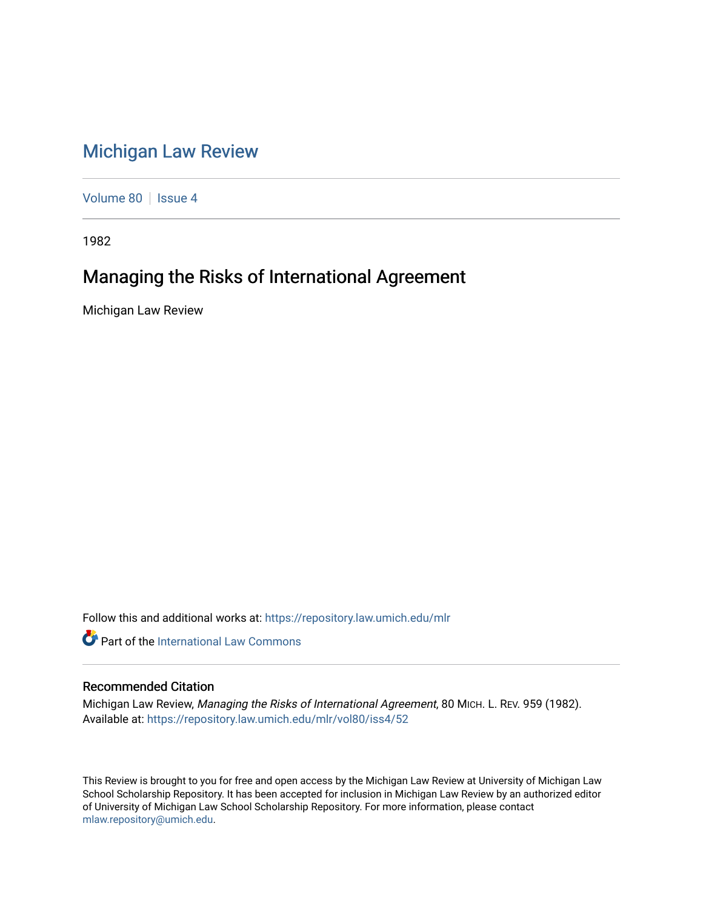# Michigan Law Review

Volume 80 | Issue 4

1982

## Managing the Risks of International Agreement

Michigan Law Review

Follow this and additional works at: https://repository.law.umich.edu/mlr

Part of the International Law Commons

### Recommended Citation

Michigan Law Review, *Managing the Risks of International Agreement*, 80 MICH. L. REV. 959 (1982).
Available at: https://repository.law.umich.edu/mlr/vol80/iss4/52

This Review is brought to you for free and open access by the Michigan Law Review at University of Michigan Law School Scholarship Repository. It has been accepted for inclusion in Michigan Law Review by an authorized editor of University of Michigan Law School Scholarship Repository. For more information, please contact mlaw.repository@umich.edu.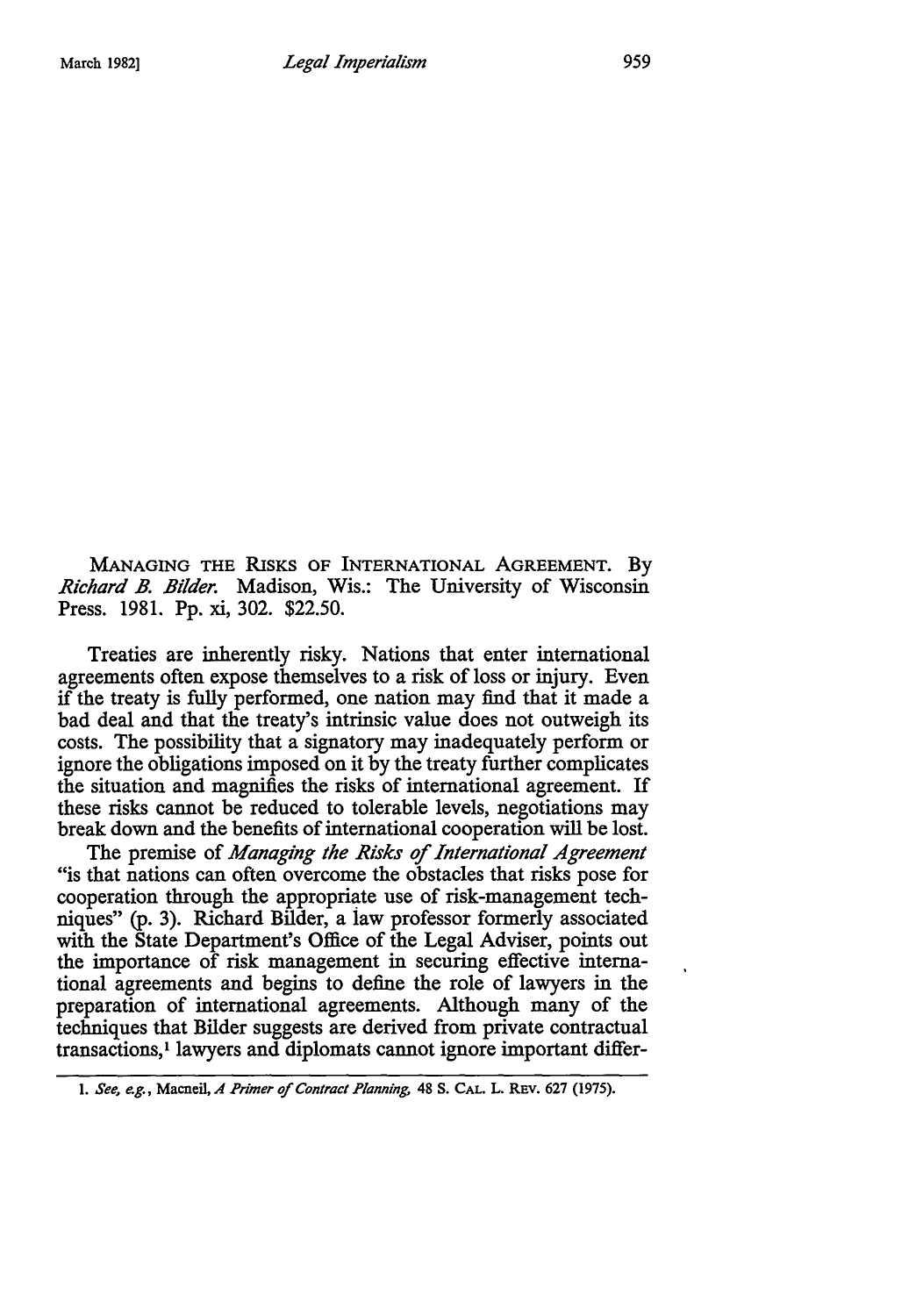MANAGING THE RISKS OF INTERNATIONAL AGREEMENT. By *Richard B. Bilder.* Madison, Wis.: The University of Wisconsin Press. 1981. Pp. xi, 302. $22.50.

Treaties are inherently risky. Nations that enter international agreements often expose themselves to a risk of loss or injury. Even if the treaty is fully performed, one nation may find that it made a bad deal and that the treaty's intrinsic value does not outweigh its costs. The possibility that a signatory may inadequately perform or ignore the obligations imposed on it by the treaty further complicates the situation and magnifies the risks of international agreement. If these risks cannot be reduced to tolerable levels, negotiations may break down and the benefits of international cooperation will be lost.

The premise of *Managing the Risks of International Agreement* "is that nations can often overcome the obstacles that risks pose for cooperation through the appropriate use of risk-management techniques" (p. 3). Richard Bilder, a law professor formerly associated with the State Department's Office of the Legal Adviser, points out the importance of risk management in securing effective international agreements and begins to define the role of lawyers in the preparation of international agreements. Although many of the techniques that Bilder suggests are derived from private contractual transactions,[1] lawyers and diplomats cannot ignore important differ-

1. *See, e.g.*, Macneil, *A Primer of Contract Planning*, 48 S. CAL. L. REV. 627 (1975).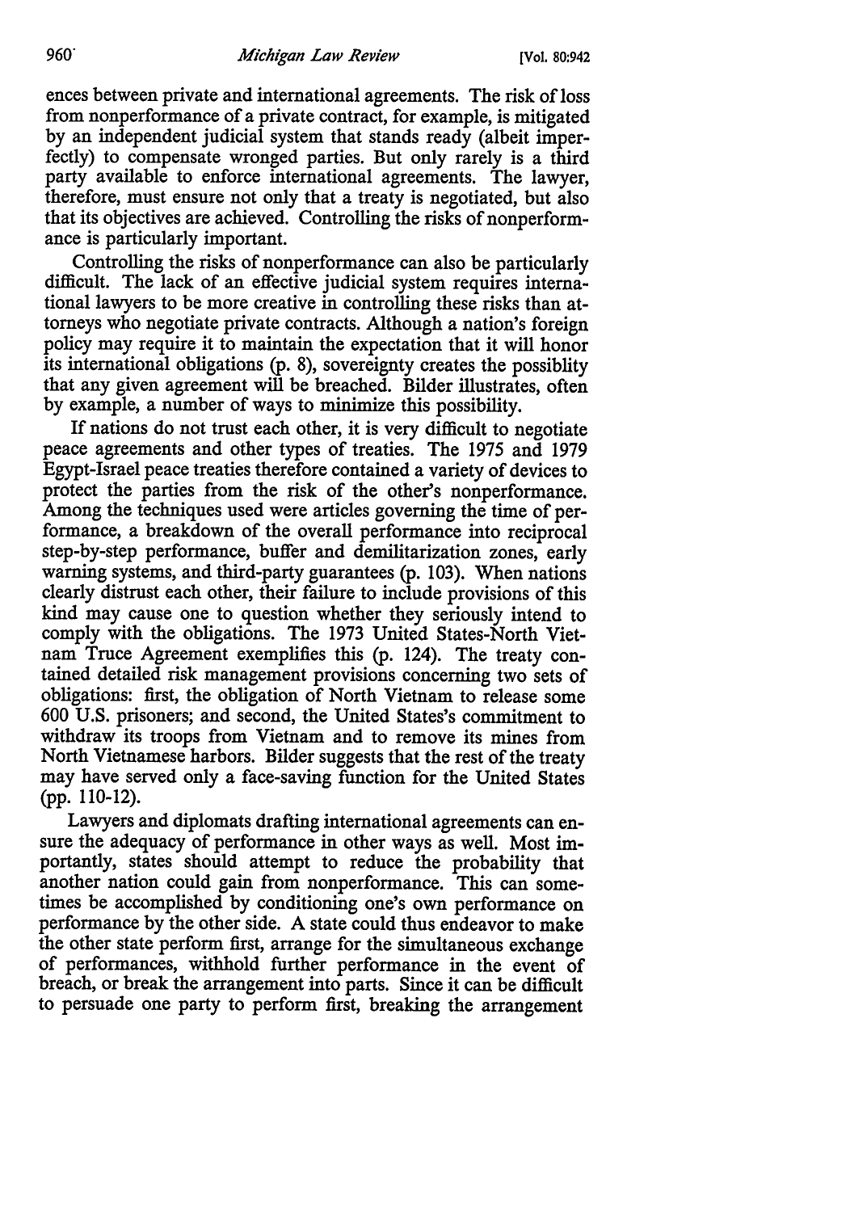ences between private and international agreements. The risk of loss from nonperformance of a private contract, for example, is mitigated by an independent judicial system that stands ready (albeit imperfectly) to compensate wronged parties. But only rarely is a third party available to enforce international agreements. The lawyer, therefore, must ensure not only that a treaty is negotiated, but also that its objectives are achieved. Controlling the risks of nonperformance is particularly important.

Controlling the risks of nonperformance can also be particularly difficult. The lack of an effective judicial system requires international lawyers to be more creative in controlling these risks than attorneys who negotiate private contracts. Although a nation's foreign policy may require it to maintain the expectation that it will honor its international obligations (p. 8), sovereignty creates the possiblity that any given agreement will be breached. Bilder illustrates, often by example, a number of ways to minimize this possibility.

If nations do not trust each other, it is very difficult to negotiate peace agreements and other types of treaties. The 1975 and 1979 Egypt-Israel peace treaties therefore contained a variety of devices to protect the parties from the risk of the other's nonperformance. Among the techniques used were articles governing the time of performance, a breakdown of the overall performance into reciprocal step-by-step performance, buffer and demilitarization zones, early warning systems, and third-party guarantees (p. 103). When nations clearly distrust each other, their failure to include provisions of this kind may cause one to question whether they seriously intend to comply with the obligations. The 1973 United States-North Vietnam Truce Agreement exemplifies this (p. 124). The treaty contained detailed risk management provisions concerning two sets of obligations: first, the obligation of North Vietnam to release some 600 U.S. prisoners; and second, the United States's commitment to withdraw its troops from Vietnam and to remove its mines from North Vietnamese harbors. Bilder suggests that the rest of the treaty may have served only a face-saving function for the United States (pp. 110-12).

Lawyers and diplomats drafting international agreements can ensure the adequacy of performance in other ways as well. Most importantly, states should attempt to reduce the probability that another nation could gain from nonperformance. This can sometimes be accomplished by conditioning one's own performance on performance by the other side. A state could thus endeavor to make the other state perform first, arrange for the simultaneous exchange of performances, withhold further performance in the event of breach, or break the arrangement into parts. Since it can be difficult to persuade one party to perform first, breaking the arrangement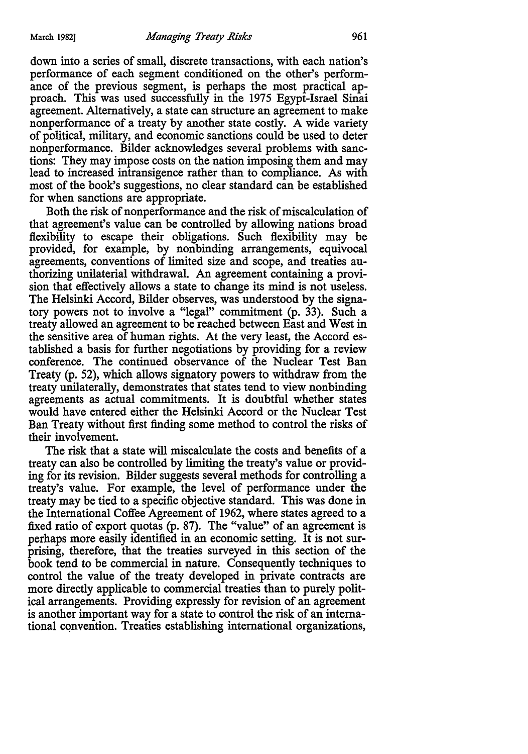down into a series of small, discrete transactions, with each nation's performance of each segment conditioned on the other's performance of the previous segment, is perhaps the most practical approach. This was used successfully in the 1975 Egypt-Israel Sinai agreement. Alternatively, a state can structure an agreement to make nonperformance of a treaty by another state costly. A wide variety of political, military, and economic sanctions could be used to deter nonperformance. Bilder acknowledges several problems with sanctions: They may impose costs on the nation imposing them and may lead to increased intransigence rather than to compliance. As with most of the book's suggestions, no clear standard can be established for when sanctions are appropriate.

Both the risk of nonperformance and the risk of miscalculation of that agreement's value can be controlled by allowing nations broad flexibility to escape their obligations. Such flexibility may be provided, for example, by nonbinding arrangements, equivocal agreements, conventions of limited size and scope, and treaties authorizing unilateral withdrawal. An agreement containing a provision that effectively allows a state to change its mind is not useless. The Helsinki Accord, Bilder observes, was understood by the signatory powers not to involve a "legal" commitment (p. 33). Such a treaty allowed an agreement to be reached between East and West in the sensitive area of human rights. At the very least, the Accord established a basis for further negotiations by providing for a review conference. The continued observance of the Nuclear Test Ban Treaty (p. 52), which allows signatory powers to withdraw from the treaty unilaterally, demonstrates that states tend to view nonbinding agreements as actual commitments. It is doubtful whether states would have entered either the Helsinki Accord or the Nuclear Test Ban Treaty without first finding some method to control the risks of their involvement.

The risk that a state will miscalculate the costs and benefits of a treaty can also be controlled by limiting the treaty's value or providing for its revision. Bilder suggests several methods for controlling a treaty's value. For example, the level of performance under the treaty may be tied to a specific objective standard. This was done in the International Coffee Agreement of 1962, where states agreed to a fixed ratio of export quotas (p. 87). The "value" of an agreement is perhaps more easily identified in an economic setting. It is not surprising, therefore, that the treaties surveyed in this section of the book tend to be commercial in nature. Consequently techniques to control the value of the treaty developed in private contracts are more directly applicable to commercial treaties than to purely political arrangements. Providing expressly for revision of an agreement is another important way for a state to control the risk of an international convention. Treaties establishing international organizations,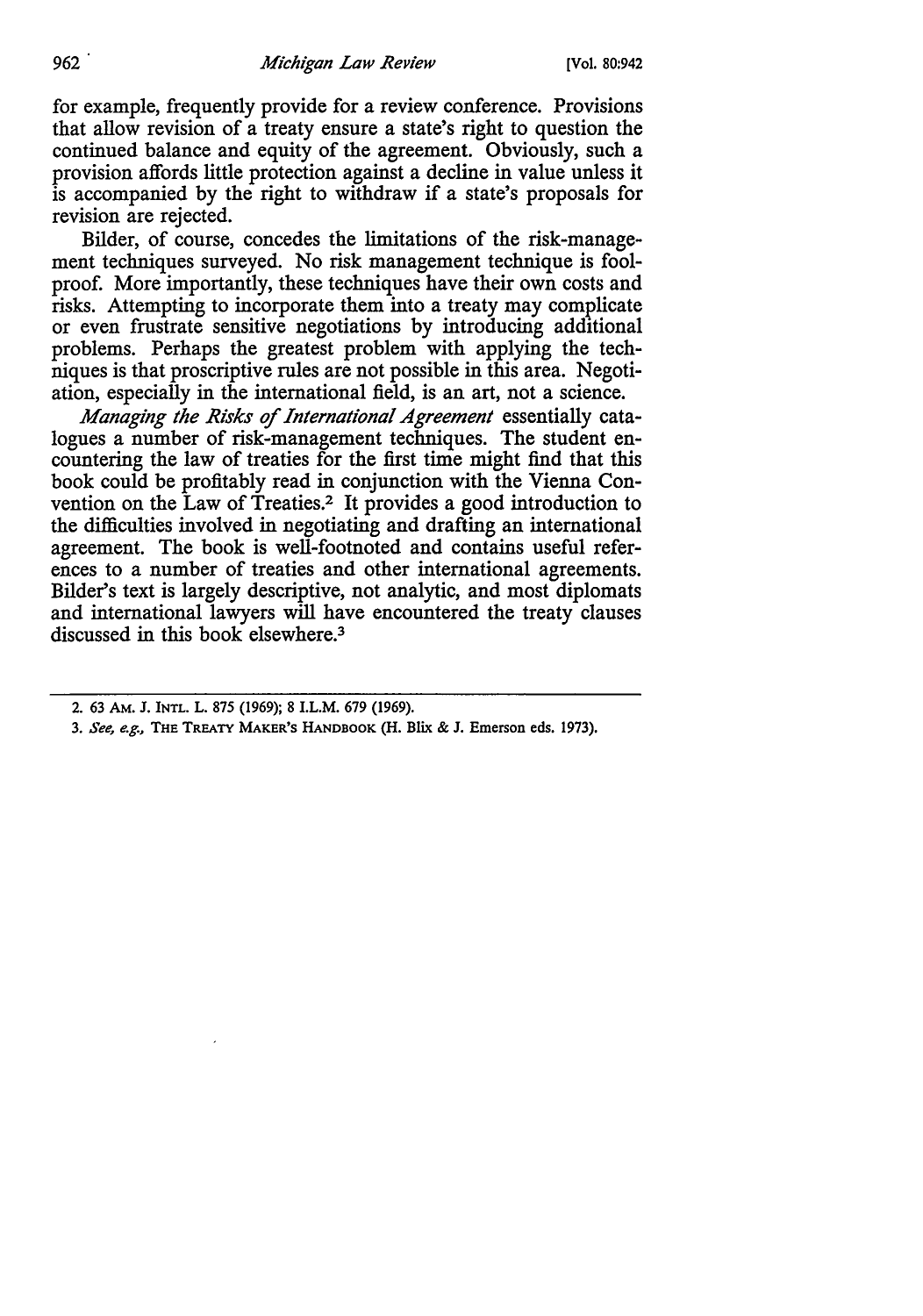for example, frequently provide for a review conference. Provisions that allow revision of a treaty ensure a state's right to question the continued balance and equity of the agreement. Obviously, such a provision affords little protection against a decline in value unless it is accompanied by the right to withdraw if a state's proposals for revision are rejected.

Bilder, of course, concedes the limitations of the risk-management techniques surveyed. No risk management technique is foolproof. More importantly, these techniques have their own costs and risks. Attempting to incorporate them into a treaty may complicate or even frustrate sensitive negotiations by introducing additional problems. Perhaps the greatest problem with applying the techniques is that proscriptive rules are not possible in this area. Negotiation, especially in the international field, is an art, not a science.

*Managing the Risks of International Agreement* essentially catalogues a number of risk-management techniques. The student encountering the law of treaties for the first time might find that this book could be profitably read in conjunction with the Vienna Convention on the Law of Treaties.[2] It provides a good introduction to the difficulties involved in negotiating and drafting an international agreement. The book is well-footnoted and contains useful references to a number of treaties and other international agreements. Bilder's text is largely descriptive, not analytic, and most diplomats and international lawyers will have encountered the treaty clauses discussed in this book elsewhere.[3]

---

2. 63 AM. J. INTL. L. 875 (1969); 8 I.L.M. 679 (1969).

3. *See, e.g.,* THE TREATY MAKER'S HANDBOOK (H. Blix & J. Emerson eds. 1973).